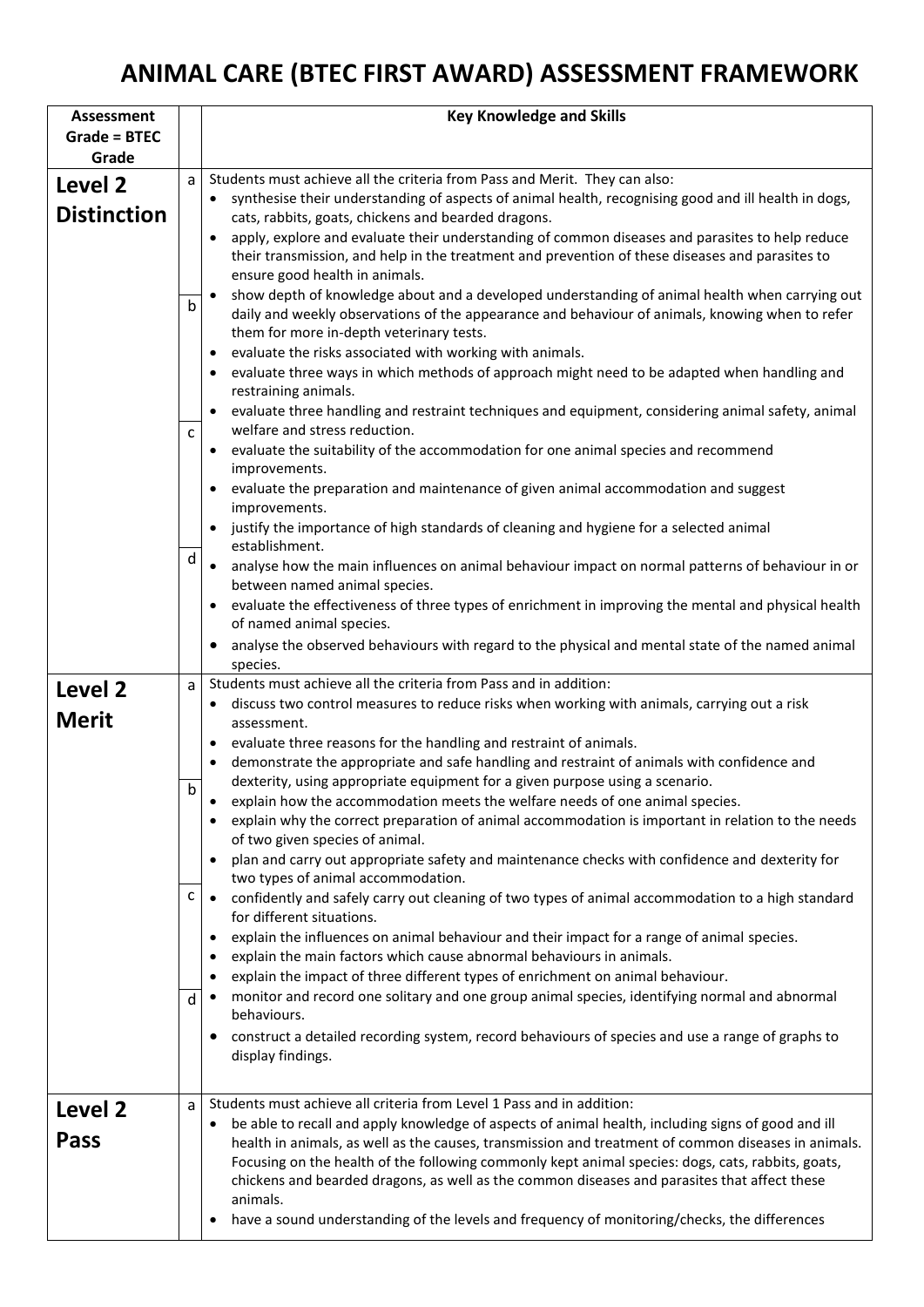# ANIMAL CARE (BTEC FIRST AWARD) ASSESSMENT FRAMEWORK

| Assessment Grade = BTEC Grade | | Key Knowledge and Skills |
|---|---|---|
| **Level 2 Distinction** | a<br><br><br><br><br>b<br><br><br><br><br>c<br><br><br><br><br>d | Students must achieve all the criteria from Pass and Merit. They can also:<br>• synthesise their understanding of aspects of animal health, recognising good and ill health in dogs, cats, rabbits, goats, chickens and bearded dragons.<br>• apply, explore and evaluate their understanding of common diseases and parasites to help reduce their transmission, and help in the treatment and prevention of these diseases and parasites to ensure good health in animals.<br>• show depth of knowledge about and a developed understanding of animal health when carrying out daily and weekly observations of the appearance and behaviour of animals, knowing when to refer them for more in-depth veterinary tests.<br>• evaluate the risks associated with working with animals.<br>• evaluate three ways in which methods of approach might need to be adapted when handling and restraining animals.<br>• evaluate three handling and restraint techniques and equipment, considering animal safety, animal welfare and stress reduction.<br>• evaluate the suitability of the accommodation for one animal species and recommend improvements.<br>• evaluate the preparation and maintenance of given animal accommodation and suggest improvements.<br>• justify the importance of high standards of cleaning and hygiene for a selected animal establishment.<br>• analyse how the main influences on animal behaviour impact on normal patterns of behaviour in or between named animal species.<br>• evaluate the effectiveness of three types of enrichment in improving the mental and physical health of named animal species.<br>• analyse the observed behaviours with regard to the physical and mental state of the named animal species. |
| **Level 2 Merit** | a<br><br><br><br>b<br><br><br><br>c<br><br><br><br>d | Students must achieve all the criteria from Pass and in addition:<br>• discuss two control measures to reduce risks when working with animals, carrying out a risk assessment.<br>• evaluate three reasons for the handling and restraint of animals.<br>• demonstrate the appropriate and safe handling and restraint of animals with confidence and dexterity, using appropriate equipment for a given purpose using a scenario.<br>• explain how the accommodation meets the welfare needs of one animal species.<br>• explain why the correct preparation of animal accommodation is important in relation to the needs of two given species of animal.<br>• plan and carry out appropriate safety and maintenance checks with confidence and dexterity for two types of animal accommodation.<br>• confidently and safely carry out cleaning of two types of animal accommodation to a high standard for different situations.<br>• explain the influences on animal behaviour and their impact for a range of animal species.<br>• explain the main factors which cause abnormal behaviours in animals.<br>• explain the impact of three different types of enrichment on animal behaviour.<br>• monitor and record one solitary and one group animal species, identifying normal and abnormal behaviours.<br>• construct a detailed recording system, record behaviours of species and use a range of graphs to display findings. |
| **Level 2 Pass** | a | Students must achieve all criteria from Level 1 Pass and in addition:<br>• be able to recall and apply knowledge of aspects of animal health, including signs of good and ill health in animals, as well as the causes, transmission and treatment of common diseases in animals. Focusing on the health of the following commonly kept animal species: dogs, cats, rabbits, goats, chickens and bearded dragons, as well as the common diseases and parasites that affect these animals.<br>• have a sound understanding of the levels and frequency of monitoring/checks, the differences |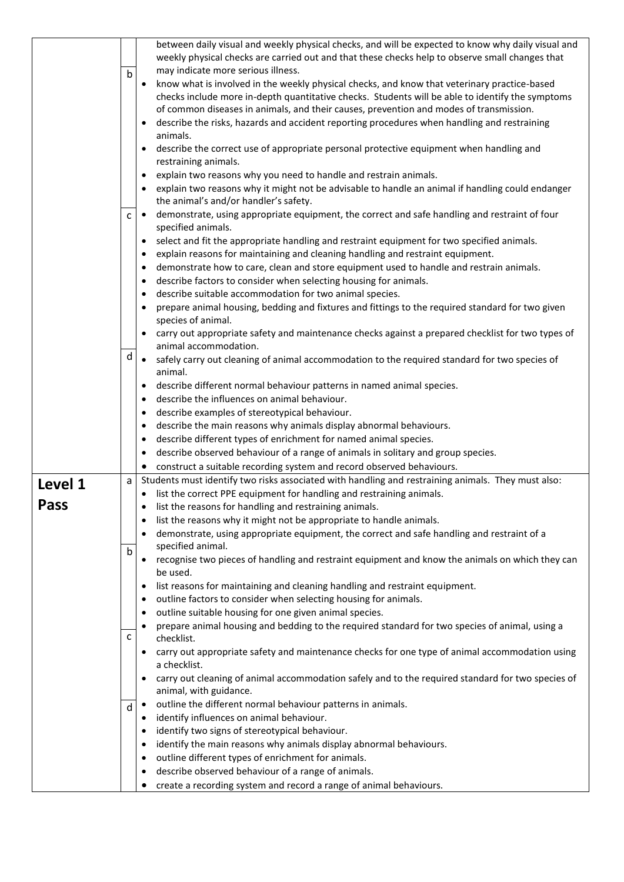| | | |
|---|---|---|
| | b | between daily visual and weekly physical checks, and will be expected to know why daily visual and weekly physical checks are carried out and that these checks help to observe small changes that may indicate more serious illness.<br>• know what is involved in the weekly physical checks, and know that veterinary practice-based checks include more in-depth quantitative checks. Students will be able to identify the symptoms of common diseases in animals, and their causes, prevention and modes of transmission.<br>• describe the risks, hazards and accident reporting procedures when handling and restraining animals.<br>• describe the correct use of appropriate personal protective equipment when handling and restraining animals.<br>• explain two reasons why you need to handle and restrain animals.<br>• explain two reasons why it might not be advisable to handle an animal if handling could endanger the animal's and/or handler's safety. |
| | c | • demonstrate, using appropriate equipment, the correct and safe handling and restraint of four specified animals.<br>• select and fit the appropriate handling and restraint equipment for two specified animals.<br>• explain reasons for maintaining and cleaning handling and restraint equipment.<br>• demonstrate how to care, clean and store equipment used to handle and restrain animals.<br>• describe factors to consider when selecting housing for animals.<br>• describe suitable accommodation for two animal species.<br>• prepare animal housing, bedding and fixtures and fittings to the required standard for two given species of animal.<br>• carry out appropriate safety and maintenance checks against a prepared checklist for two types of animal accommodation. |
| | d | • safely carry out cleaning of animal accommodation to the required standard for two species of animal.<br>• describe different normal behaviour patterns in named animal species.<br>• describe the influences on animal behaviour.<br>• describe examples of stereotypical behaviour.<br>• describe the main reasons why animals display abnormal behaviours.<br>• describe different types of enrichment for named animal species.<br>• describe observed behaviour of a range of animals in solitary and group species.<br>• construct a suitable recording system and record observed behaviours. |
| **Level 1 Pass** | a | Students must identify two risks associated with handling and restraining animals. They must also:<br>• list the correct PPE equipment for handling and restraining animals.<br>• list the reasons for handling and restraining animals.<br>• list the reasons why it might not be appropriate to handle animals.<br>• demonstrate, using appropriate equipment, the correct and safe handling and restraint of a specified animal. |
| | b | • recognise two pieces of handling and restraint equipment and know the animals on which they can be used.<br>• list reasons for maintaining and cleaning handling and restraint equipment.<br>• outline factors to consider when selecting housing for animals.<br>• outline suitable housing for one given animal species. |
| | c | • prepare animal housing and bedding to the required standard for two species of animal, using a checklist.<br>• carry out appropriate safety and maintenance checks for one type of animal accommodation using a checklist.<br>• carry out cleaning of animal accommodation safely and to the required standard for two species of animal, with guidance. |
| | d | • outline the different normal behaviour patterns in animals.<br>• identify influences on animal behaviour.<br>• identify two signs of stereotypical behaviour.<br>• identify the main reasons why animals display abnormal behaviours.<br>• outline different types of enrichment for animals.<br>• describe observed behaviour of a range of animals.<br>• create a recording system and record a range of animal behaviours. |